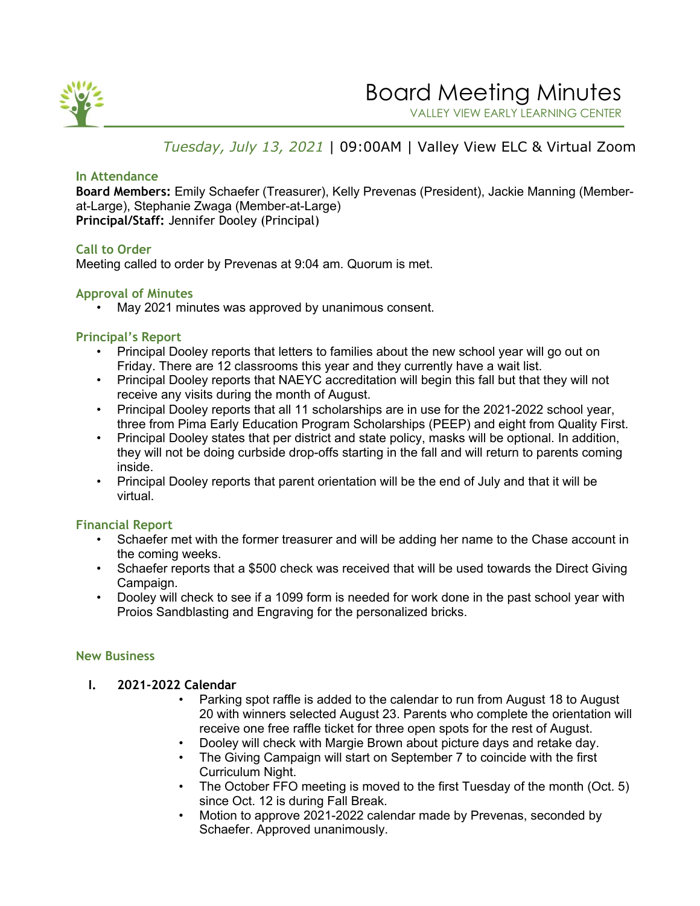# Board Meeting Minutes

VALLEY VIEW EARLY LEARNING CENTER

*Tuesday, July 13, 2021* | 09:00AM | Valley View ELC & Virtual Zoom

## In Attendance

**Board Members:** Emily Schaefer (Treasurer), Kelly Prevenas (President), Jackie Manning (Member-at-Large), Stephanie Zwaga (Member-at-Large)
**Principal/Staff:** Jennifer Dooley (Principal)

## Call to Order

Meeting called to order by Prevenas at 9:04 am. Quorum is met.

## Approval of Minutes

- May 2021 minutes was approved by unanimous consent.

## Principal's Report

- Principal Dooley reports that letters to families about the new school year will go out on Friday. There are 12 classrooms this year and they currently have a wait list.
- Principal Dooley reports that NAEYC accreditation will begin this fall but that they will not receive any visits during the month of August.
- Principal Dooley reports that all 11 scholarships are in use for the 2021-2022 school year, three from Pima Early Education Program Scholarships (PEEP) and eight from Quality First.
- Principal Dooley states that per district and state policy, masks will be optional. In addition, they will not be doing curbside drop-offs starting in the fall and will return to parents coming inside.
- Principal Dooley reports that parent orientation will be the end of July and that it will be virtual.

## Financial Report

- Schaefer met with the former treasurer and will be adding her name to the Chase account in the coming weeks.
- Schaefer reports that a $500 check was received that will be used towards the Direct Giving Campaign.
- Dooley will check to see if a 1099 form is needed for work done in the past school year with Proios Sandblasting and Engraving for the personalized bricks.

## New Business

### I. 2021-2022 Calendar

- Parking spot raffle is added to the calendar to run from August 18 to August 20 with winners selected August 23. Parents who complete the orientation will receive one free raffle ticket for three open spots for the rest of August.
- Dooley will check with Margie Brown about picture days and retake day.
- The Giving Campaign will start on September 7 to coincide with the first Curriculum Night.
- The October FFO meeting is moved to the first Tuesday of the month (Oct. 5) since Oct. 12 is during Fall Break.
- Motion to approve 2021-2022 calendar made by Prevenas, seconded by Schaefer. Approved unanimously.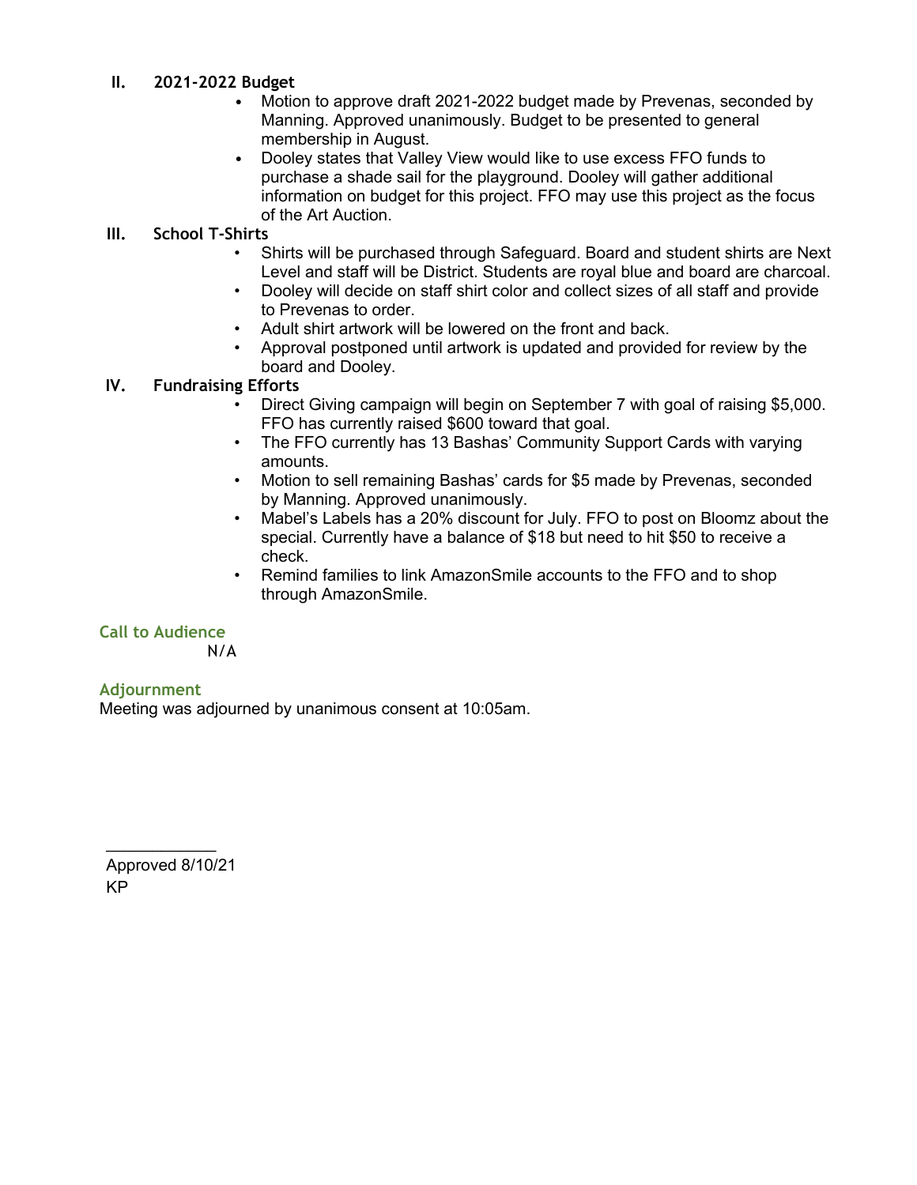## II. 2021-2022 Budget

- Motion to approve draft 2021-2022 budget made by Prevenas, seconded by Manning. Approved unanimously. Budget to be presented to general membership in August.
- Dooley states that Valley View would like to use excess FFO funds to purchase a shade sail for the playground. Dooley will gather additional information on budget for this project. FFO may use this project as the focus of the Art Auction.

## III. School T-Shirts

- Shirts will be purchased through Safeguard. Board and student shirts are Next Level and staff will be District. Students are royal blue and board are charcoal.
- Dooley will decide on staff shirt color and collect sizes of all staff and provide to Prevenas to order.
- Adult shirt artwork will be lowered on the front and back.
- Approval postponed until artwork is updated and provided for review by the board and Dooley.

## IV. Fundraising Efforts

- Direct Giving campaign will begin on September 7 with goal of raising $5,000. FFO has currently raised $600 toward that goal.
- The FFO currently has 13 Bashas' Community Support Cards with varying amounts.
- Motion to sell remaining Bashas' cards for $5 made by Prevenas, seconded by Manning. Approved unanimously.
- Mabel's Labels has a 20% discount for July. FFO to post on Bloomz about the special. Currently have a balance of $18 but need to hit $50 to receive a check.
- Remind families to link AmazonSmile accounts to the FFO and to shop through AmazonSmile.

## Call to Audience

N/A

## Adjournment

Meeting was adjourned by unanimous consent at 10:05am.

\_\_\_\_\_\_\_\_\_\_\_\_

Approved 8/10/21

KP